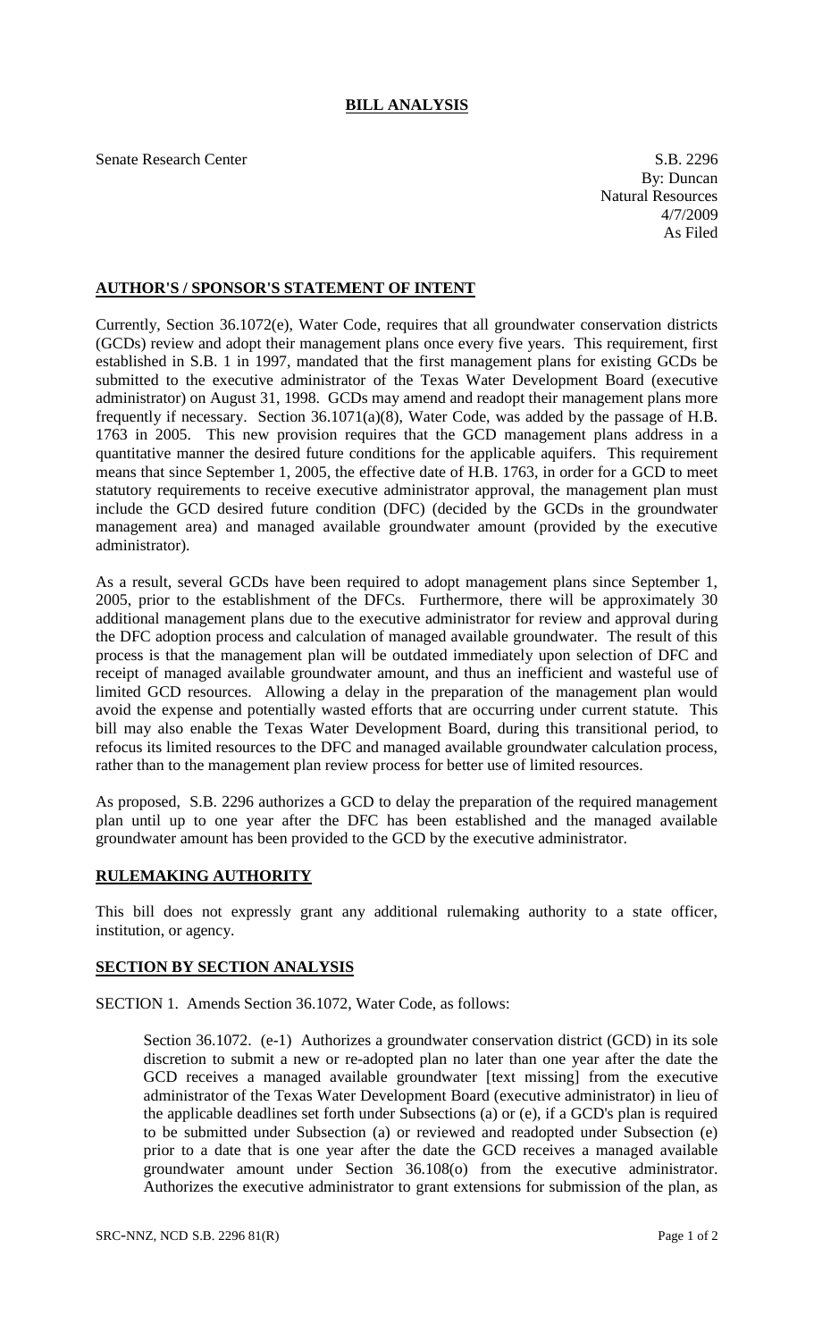# BILL ANALYSIS

Senate Research Center

S.B. 2296
By: Duncan
Natural Resources
4/7/2009
As Filed

## AUTHOR'S / SPONSOR'S STATEMENT OF INTENT

Currently, Section 36.1072(e), Water Code, requires that all groundwater conservation districts (GCDs) review and adopt their management plans once every five years. This requirement, first established in S.B. 1 in 1997, mandated that the first management plans for existing GCDs be submitted to the executive administrator of the Texas Water Development Board (executive administrator) on August 31, 1998. GCDs may amend and readopt their management plans more frequently if necessary. Section 36.1071(a)(8), Water Code, was added by the passage of H.B. 1763 in 2005. This new provision requires that the GCD management plans address in a quantitative manner the desired future conditions for the applicable aquifers. This requirement means that since September 1, 2005, the effective date of H.B. 1763, in order for a GCD to meet statutory requirements to receive executive administrator approval, the management plan must include the GCD desired future condition (DFC) (decided by the GCDs in the groundwater management area) and managed available groundwater amount (provided by the executive administrator).

As a result, several GCDs have been required to adopt management plans since September 1, 2005, prior to the establishment of the DFCs. Furthermore, there will be approximately 30 additional management plans due to the executive administrator for review and approval during the DFC adoption process and calculation of managed available groundwater. The result of this process is that the management plan will be outdated immediately upon selection of DFC and receipt of managed available groundwater amount, and thus an inefficient and wasteful use of limited GCD resources. Allowing a delay in the preparation of the management plan would avoid the expense and potentially wasted efforts that are occurring under current statute. This bill may also enable the Texas Water Development Board, during this transitional period, to refocus its limited resources to the DFC and managed available groundwater calculation process, rather than to the management plan review process for better use of limited resources.

As proposed, S.B. 2296 authorizes a GCD to delay the preparation of the required management plan until up to one year after the DFC has been established and the managed available groundwater amount has been provided to the GCD by the executive administrator.

## RULEMAKING AUTHORITY

This bill does not expressly grant any additional rulemaking authority to a state officer, institution, or agency.

## SECTION BY SECTION ANALYSIS

SECTION 1. Amends Section 36.1072, Water Code, as follows:

Section 36.1072. (e-1) Authorizes a groundwater conservation district (GCD) in its sole discretion to submit a new or re-adopted plan no later than one year after the date the GCD receives a managed available groundwater [text missing] from the executive administrator of the Texas Water Development Board (executive administrator) in lieu of the applicable deadlines set forth under Subsections (a) or (e), if a GCD's plan is required to be submitted under Subsection (a) or reviewed and readopted under Subsection (e) prior to a date that is one year after the date the GCD receives a managed available groundwater amount under Section 36.108(o) from the executive administrator. Authorizes the executive administrator to grant extensions for submission of the plan, as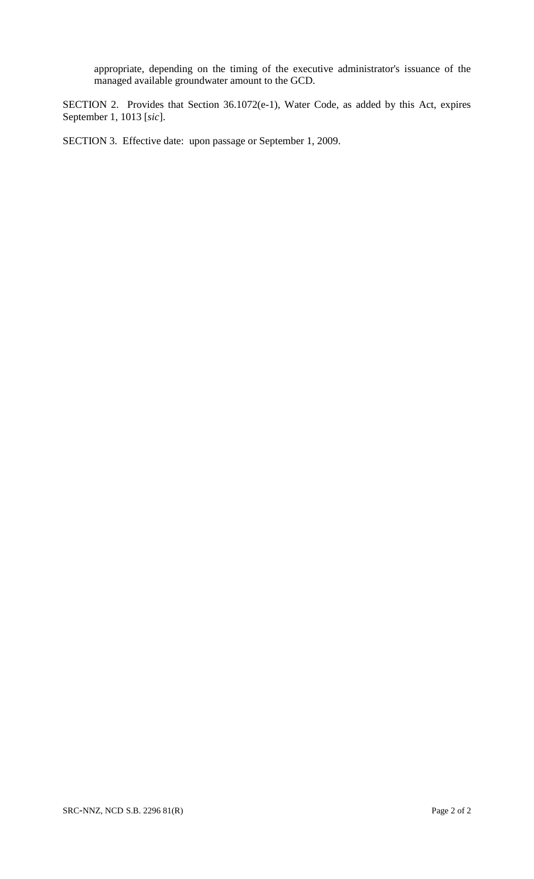appropriate, depending on the timing of the executive administrator's issuance of the managed available groundwater amount to the GCD.

SECTION 2. Provides that Section 36.1072(e-1), Water Code, as added by this Act, expires September 1, 1013 [*sic*].

SECTION 3. Effective date: upon passage or September 1, 2009.